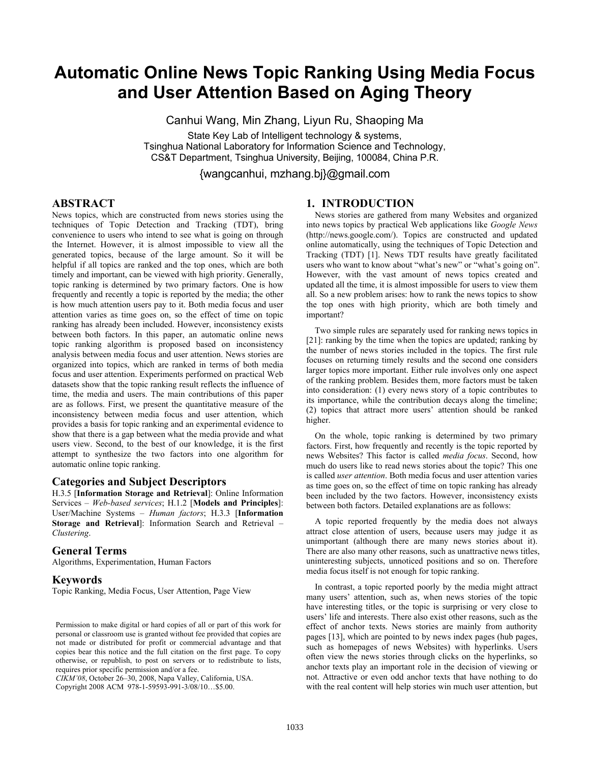# Automatic Online News Topic Ranking Using Media Focus and User Attention Based on Aging Theory

Canhui Wang, Min Zhang, Liyun Ru, Shaoping Ma

State Key Lab of Intelligent technology & systems,
Tsinghua National Laboratory for Information Science and Technology,
CS&T Department, Tsinghua University, Beijing, 100084, China P.R.

{wangcanhui, mzhang.bj}@gmail.com

## ABSTRACT

News topics, which are constructed from news stories using the techniques of Topic Detection and Tracking (TDT), bring convenience to users who intend to see what is going on through the Internet. However, it is almost impossible to view all the generated topics, because of the large amount. So it will be helpful if all topics are ranked and the top ones, which are both timely and important, can be viewed with high priority. Generally, topic ranking is determined by two primary factors. One is how frequently and recently a topic is reported by the media; the other is how much attention users pay to it. Both media focus and user attention varies as time goes on, so the effect of time on topic ranking has already been included. However, inconsistency exists between both factors. In this paper, an automatic online news topic ranking algorithm is proposed based on inconsistency analysis between media focus and user attention. News stories are organized into topics, which are ranked in terms of both media focus and user attention. Experiments performed on practical Web datasets show that the topic ranking result reflects the influence of time, the media and users. The main contributions of this paper are as follows. First, we present the quantitative measure of the inconsistency between media focus and user attention, which provides a basis for topic ranking and an experimental evidence to show that there is a gap between what the media provide and what users view. Second, to the best of our knowledge, it is the first attempt to synthesize the two factors into one algorithm for automatic online topic ranking.

### Categories and Subject Descriptors

H.3.5 [**Information Storage and Retrieval**]: Online Information Services – *Web-based services*; H.1.2 [**Models and Principles**]: User/Machine Systems – *Human factors*; H.3.3 [**Information Storage and Retrieval**]: Information Search and Retrieval – *Clustering*.

### General Terms

Algorithms, Experimentation, Human Factors

### Keywords

Topic Ranking, Media Focus, User Attention, Page View

Permission to make digital or hard copies of all or part of this work for personal or classroom use is granted without fee provided that copies are not made or distributed for profit or commercial advantage and that copies bear this notice and the full citation on the first page. To copy otherwise, or republish, to post on servers or to redistribute to lists, requires prior specific permission and/or a fee.
*CIKM'08*, October 26–30, 2008, Napa Valley, California, USA.
Copyright 2008 ACM 978-1-59593-991-3/08/10…$5.00.

## 1. INTRODUCTION

News stories are gathered from many Websites and organized into news topics by practical Web applications like *Google News* (http://news.google.com/). Topics are constructed and updated online automatically, using the techniques of Topic Detection and Tracking (TDT) [1]. News TDT results have greatly facilitated users who want to know about "what's new" or "what's going on". However, with the vast amount of news topics created and updated all the time, it is almost impossible for users to view them all. So a new problem arises: how to rank the news topics to show the top ones with high priority, which are both timely and important?

Two simple rules are separately used for ranking news topics in [21]: ranking by the time when the topics are updated; ranking by the number of news stories included in the topics. The first rule focuses on returning timely results and the second one considers larger topics more important. Either rule involves only one aspect of the ranking problem. Besides them, more factors must be taken into consideration: (1) every news story of a topic contributes to its importance, while the contribution decays along the timeline; (2) topics that attract more users' attention should be ranked higher.

On the whole, topic ranking is determined by two primary factors. First, how frequently and recently is the topic reported by news Websites? This factor is called *media focus*. Second, how much do users like to read news stories about the topic? This one is called *user attention*. Both media focus and user attention varies as time goes on, so the effect of time on topic ranking has already been included by the two factors. However, inconsistency exists between both factors. Detailed explanations are as follows:

A topic reported frequently by the media does not always attract close attention of users, because users may judge it as unimportant (although there are many news stories about it). There are also many other reasons, such as unattractive news titles, uninteresting subjects, unnoticed positions and so on. Therefore media focus itself is not enough for topic ranking.

In contrast, a topic reported poorly by the media might attract many users' attention, such as, when news stories of the topic have interesting titles, or the topic is surprising or very close to users' life and interests. There also exist other reasons, such as the effect of anchor texts. News stories are mainly from authority pages [13], which are pointed to by news index pages (hub pages, such as homepages of news Websites) with hyperlinks. Users often view the news stories through clicks on the hyperlinks, so anchor texts play an important role in the decision of viewing or not. Attractive or even odd anchor texts that have nothing to do with the real content will help stories win much user attention, but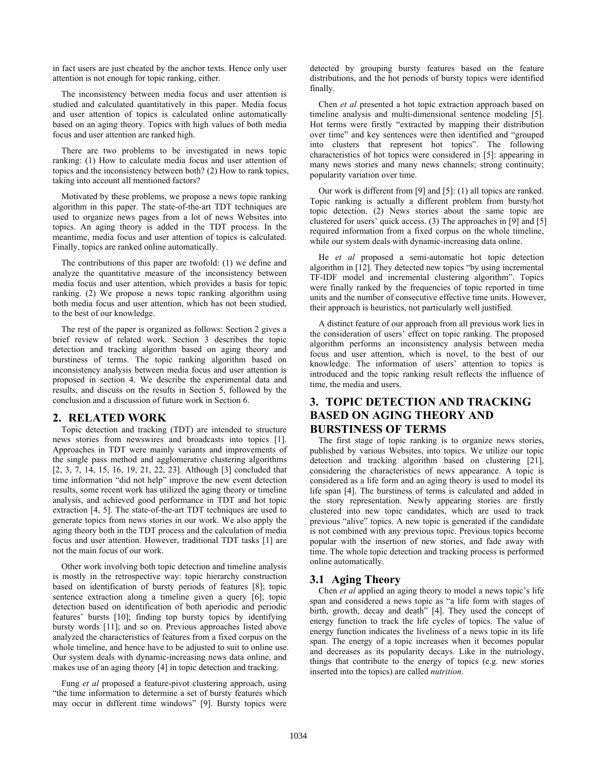in fact users are just cheated by the anchor texts. Hence only user attention is not enough for topic ranking, either.

The inconsistency between media focus and user attention is studied and calculated quantitatively in this paper. Media focus and user attention of topics is calculated online automatically based on an aging theory. Topics with high values of both media focus and user attention are ranked high.

There are two problems to be investigated in news topic ranking: (1) How to calculate media focus and user attention of topics and the inconsistency between both? (2) How to rank topics, taking into account all mentioned factors?

Motivated by these problems, we propose a news topic ranking algorithm in this paper. The state-of-the-art TDT techniques are used to organize news pages from a lot of news Websites into topics. An aging theory is added in the TDT process. In the meantime, media focus and user attention of topics is calculated. Finally, topics are ranked online automatically.

The contributions of this paper are twofold: (1) we define and analyze the quantitative measure of the inconsistency between media focus and user attention, which provides a basis for topic ranking. (2) We propose a news topic ranking algorithm using both media focus and user attention, which has not been studied, to the best of our knowledge.

The rest of the paper is organized as follows: Section 2 gives a brief review of related work. Section 3 describes the topic detection and tracking algorithm based on aging theory and burstiness of terms. The topic ranking algorithm based on inconsistency analysis between media focus and user attention is proposed in section 4. We describe the experimental data and results, and discuss on the results in Section 5, followed by the conclusion and a discussion of future work in Section 6.

## 2. RELATED WORK

Topic detection and tracking (TDT) are intended to structure news stories from newswires and broadcasts into topics [1]. Approaches in TDT were mainly variants and improvements of the single pass method and agglomerative clustering algorithms [2, 3, 7, 14, 15, 16, 19, 21, 22, 23]. Although [3] concluded that time information "did not help" improve the new event detection results, some recent work has utilized the aging theory or timeline analysis, and achieved good performance in TDT and hot topic extraction [4, 5]. The state-of-the-art TDT techniques are used to generate topics from news stories in our work. We also apply the aging theory both in the TDT process and the calculation of media focus and user attention. However, traditional TDT tasks [1] are not the main focus of our work.

Other work involving both topic detection and timeline analysis is mostly in the retrospective way: topic hierarchy construction based on identification of bursty periods of features [8]; topic sentence extraction along a timeline given a query [6]; topic detection based on identification of both aperiodic and periodic features' bursts [10]; finding top bursty topics by identifying bursty words [11]; and so on. Previous approaches listed above analyzed the characteristics of features from a fixed corpus on the whole timeline, and hence have to be adjusted to suit to online use. Our system deals with dynamic-increasing news data online, and makes use of an aging theory [4] in topic detection and tracking.

Fung *et al* proposed a feature-pivot clustering approach, using "the time information to determine a set of bursty features which may occur in different time windows" [9]. Bursty topics were detected by grouping bursty features based on the feature distributions, and the hot periods of bursty topics were identified finally.

Chen *et al* presented a hot topic extraction approach based on timeline analysis and multi-dimensional sentence modeling [5]. Hot terms were firstly "extracted by mapping their distribution over time" and key sentences were then identified and "grouped into clusters that represent hot topics". The following characteristics of hot topics were considered in [5]: appearing in many news stories and many news channels; strong continuity; popularity variation over time.

Our work is different from [9] and [5]: (1) all topics are ranked. Topic ranking is actually a different problem from bursty/hot topic detection. (2) News stories about the same topic are clustered for users' quick access. (3) The approaches in [9] and [5] required information from a fixed corpus on the whole timeline, while our system deals with dynamic-increasing data online.

He *et al* proposed a semi-automatic hot topic detection algorithm in [12]. They detected new topics "by using incremental TF-IDF model and incremental clustering algorithm". Topics were finally ranked by the frequencies of topic reported in time units and the number of consecutive effective time units. However, their approach is heuristics, not particularly well justified.

A distinct feature of our approach from all previous work lies in the consideration of users' effect on topic ranking. The proposed algorithm performs an inconsistency analysis between media focus and user attention, which is novel, to the best of our knowledge. The information of users' attention to topics is introduced and the topic ranking result reflects the influence of time, the media and users.

## 3. TOPIC DETECTION AND TRACKING BASED ON AGING THEORY AND BURSTINESS OF TERMS

The first stage of topic ranking is to organize news stories, published by various Websites, into topics. We utilize our topic detection and tracking algorithm based on clustering [21], considering the characteristics of news appearance. A topic is considered as a life form and an aging theory is used to model its life span [4]. The burstiness of terms is calculated and added in the story representation. Newly appearing stories are firstly clustered into new topic candidates, which are used to track previous "alive" topics. A new topic is generated if the candidate is not combined with any previous topic. Previous topics become popular with the insertion of new stories, and fade away with time. The whole topic detection and tracking process is performed online automatically.

### 3.1 Aging Theory

Chen *et al* applied an aging theory to model a news topic's life span and considered a news topic as "a life form with stages of birth, growth, decay and death" [4]. They used the concept of energy function to track the life cycles of topics. The value of energy function indicates the liveliness of a news topic in its life span. The energy of a topic increases when it becomes popular and decreases as its popularity decays. Like in the nutriology, things that contribute to the energy of topics (e.g. new stories inserted into the topics) are called *nutrition*.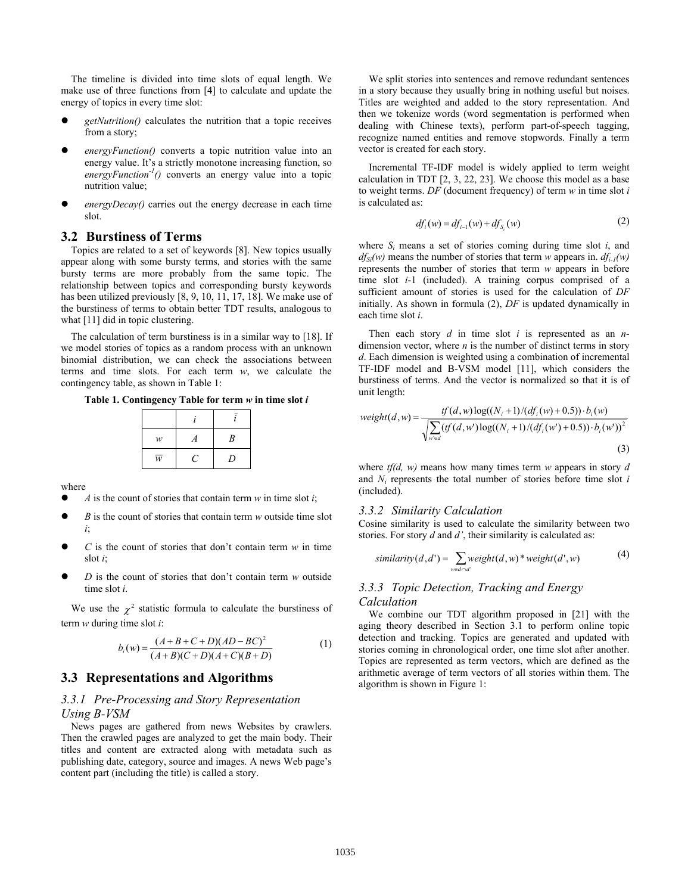The timeline is divided into time slots of equal length. We make use of three functions from [4] to calculate and update the energy of topics in every time slot:

- *getNutrition()* calculates the nutrition that a topic receives from a story;
- *energyFunction()* converts a topic nutrition value into an energy value. It's a strictly monotone increasing function, so *energyFunction*$^{-1}$*()* converts an energy value into a topic nutrition value;
- *energyDecay()* carries out the energy decrease in each time slot.

## 3.2 Burstiness of Terms

Topics are related to a set of keywords [8]. New topics usually appear along with some bursty terms, and stories with the same bursty terms are more probably from the same topic. The relationship between topics and corresponding bursty keywords has been utilized previously [8, 9, 10, 11, 17, 18]. We make use of the burstiness of terms to obtain better TDT results, analogous to what [11] did in topic clustering.

The calculation of term burstiness is in a similar way to [18]. If we model stories of topics as a random process with an unknown binomial distribution, we can check the associations between terms and time slots. For each term *w*, we calculate the contingency table, as shown in Table 1:

**Table 1. Contingency Table for term *w* in time slot *i***

| | $i$ | $\bar{i}$ |
|---|---|---|
| $w$ | $A$ | $B$ |
| $\overline{w}$ | $C$ | $D$ |

where

- $A$ is the count of stories that contain term *w* in time slot *i*;
- $B$ is the count of stories that contain term *w* outside time slot *i*;
- $C$ is the count of stories that don't contain term *w* in time slot *i*;
- $D$ is the count of stories that don't contain term *w* outside time slot *i*.

We use the $\chi^2$ statistic formula to calculate the burstiness of term *w* during time slot *i*:

$$b_i(w) = \frac{(A+B+C+D)(AD-BC)^2}{(A+B)(C+D)(A+C)(B+D)} \tag{1}$$

## 3.3 Representations and Algorithms

### 3.3.1 Pre-Processing and Story Representation Using B-VSM

News pages are gathered from news Websites by crawlers. Then the crawled pages are analyzed to get the main body. Their titles and content are extracted along with metadata such as publishing date, category, source and images. A news Web page's content part (including the title) is called a story.

We split stories into sentences and remove redundant sentences in a story because they usually bring in nothing useful but noises. Titles are weighted and added to the story representation. And then we tokenize words (word segmentation is performed when dealing with Chinese texts), perform part-of-speech tagging, recognize named entities and remove stopwords. Finally a term vector is created for each story.

Incremental TF-IDF model is widely applied to term weight calculation in TDT [2, 3, 22, 23]. We choose this model as a base to weight terms. *DF* (document frequency) of term *w* in time slot *i* is calculated as:

$$df_i(w) = df_{i-1}(w) + df_{S_i}(w) \tag{2}$$

where $S_i$ means a set of stories coming during time slot *i*, and $df_{S_i}(w)$ means the number of stories that term *w* appears in. $df_{i-1}(w)$ represents the number of stories that term *w* appears in before time slot *i*-1 (included). A training corpus comprised of a sufficient amount of stories is used for the calculation of *DF* initially. As shown in formula (2), *DF* is updated dynamically in each time slot *i*.

Then each story *d* in time slot *i* is represented as an *n*-dimension vector, where *n* is the number of distinct terms in story *d*. Each dimension is weighted using a combination of incremental TF-IDF model and B-VSM model [11], which considers the burstiness of terms. And the vector is normalized so that it is of unit length:

$$weight(d,w) = \frac{tf(d,w)\log((N_i+1)/(df_i(w)+0.5)) \cdot b_i(w)}{\sqrt{\sum_{w' \in d}(tf(d,w')\log((N_i+1)/(df_i(w')+0.5)) \cdot b_i(w'))^2}} \tag{3}$$

where *tf(d, w)* means how many times term *w* appears in story *d* and $N_i$ represents the total number of stories before time slot *i* (included).

### 3.3.2 Similarity Calculation

Cosine similarity is used to calculate the similarity between two stories. For story *d* and *d'*, their similarity is calculated as:

$$similarity(d,d') = \sum_{w \in d \cap d'} weight(d,w) * weight(d',w) \tag{4}$$

### 3.3.3 Topic Detection, Tracking and Energy Calculation

We combine our TDT algorithm proposed in [21] with the aging theory described in Section 3.1 to perform online topic detection and tracking. Topics are generated and updated with stories coming in chronological order, one time slot after another. Topics are represented as term vectors, which are defined as the arithmetic average of term vectors of all stories within them. The algorithm is shown in Figure 1: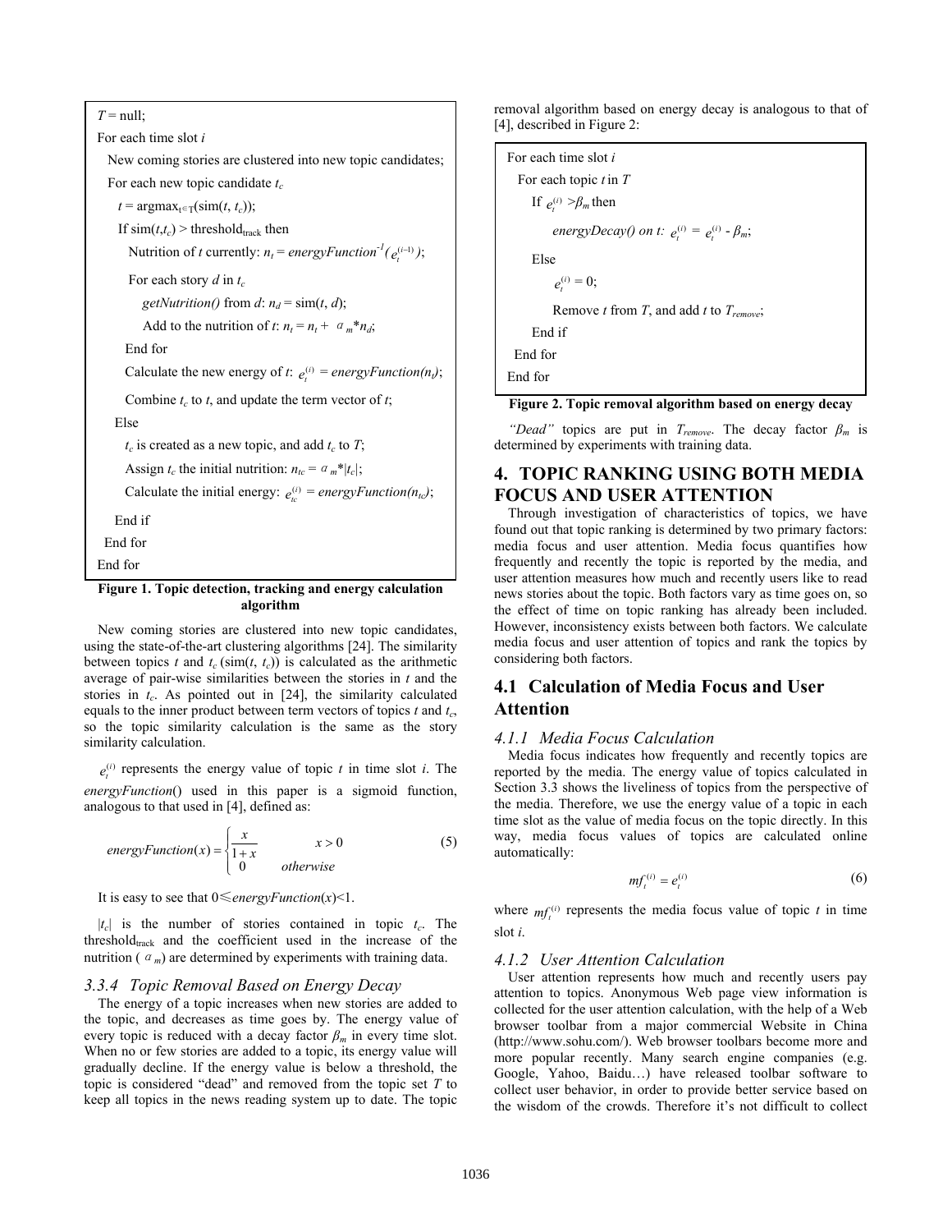```
T = null;
For each time slot i
  New coming stories are clustered into new topic candidates;
  For each new topic candidate t_c
    t = argmax_{t∈T}(sim(t, t_c));
    If sim(t,t_c) > threshold_track then
      Nutrition of t currently: n_t = energyFunction^{-1}(e_t^{(i-1)});
      For each story d in t_c
        getNutrition() from d: n_d = sim(t, d);
        Add to the nutrition of t: n_t = n_t + α_m*n_d;
      End for
      Calculate the new energy of t: e_t^{(i)} = energyFunction(n_t);
      Combine t_c to t, and update the term vector of t;
    Else
      t_c is created as a new topic, and add t_c to T;
      Assign t_c the initial nutrition: n_tc = α_m*|t_c|;
      Calculate the initial energy: e_tc^{(i)} = energyFunction(n_tc);
    End if
  End for
End for
```

**Figure 1. Topic detection, tracking and energy calculation algorithm**

New coming stories are clustered into new topic candidates, using the state-of-the-art clustering algorithms [24]. The similarity between topics $t$ and $t_c$ (sim($t$, $t_c$)) is calculated as the arithmetic average of pair-wise similarities between the stories in $t$ and the stories in $t_c$. As pointed out in [24], the similarity calculated equals to the inner product between term vectors of topics $t$ and $t_c$, so the topic similarity calculation is the same as the story similarity calculation.

$e_t^{(i)}$ represents the energy value of topic $t$ in time slot $i$. The *energyFunction*() used in this paper is a sigmoid function, analogous to that used in [4], defined as:

$$energyFunction(x) = \begin{cases} \frac{x}{1+x} & x > 0 \\ 0 & otherwise \end{cases} \tag{5}$$

It is easy to see that $0 \leqslant energyFunction(x) < 1$.

$|t_c|$ is the number of stories contained in topic $t_c$. The threshold$_{\text{track}}$ and the coefficient used in the increase of the nutrition ($\alpha_m$) are determined by experiments with training data.

### 3.3.4 Topic Removal Based on Energy Decay

The energy of a topic increases when new stories are added to the topic, and decreases as time goes by. The energy value of every topic is reduced with a decay factor $\beta_m$ in every time slot. When no or few stories are added to a topic, its energy value will gradually decline. If the energy value is below a threshold, the topic is considered "dead" and removed from the topic set $T$ to keep all topics in the news reading system up to date. The topic removal algorithm based on energy decay is analogous to that of [4], described in Figure 2:

```
For each time slot i
  For each topic t in T
    If e_t^{(i)} > β_m then
      energyDecay() on t: e_t^{(i)} = e_t^{(i)} - β_m;
    Else
      e_t^{(i)} = 0;
      Remove t from T, and add t to T_remove;
    End if
  End for
End for
```

**Figure 2. Topic removal algorithm based on energy decay**

*"Dead"* topics are put in $T_{remove}$. The decay factor $\beta_m$ is determined by experiments with training data.

## 4. TOPIC RANKING USING BOTH MEDIA FOCUS AND USER ATTENTION

Through investigation of characteristics of topics, we have found out that topic ranking is determined by two primary factors: media focus and user attention. Media focus quantifies how frequently and recently the topic is reported by the media, and user attention measures how much and recently users like to read news stories about the topic. Both factors vary as time goes on, so the effect of time on topic ranking has already been included. However, inconsistency exists between both factors. We calculate media focus and user attention of topics and rank the topics by considering both factors.

### 4.1 Calculation of Media Focus and User Attention

#### 4.1.1 Media Focus Calculation

Media focus indicates how frequently and recently topics are reported by the media. The energy value of topics calculated in Section 3.3 shows the liveliness of topics from the perspective of the media. Therefore, we use the energy value of a topic in each time slot as the value of media focus on the topic directly. In this way, media focus values of topics are calculated online automatically:

$$mf_t^{(i)} = e_t^{(i)} \tag{6}$$

where $mf_t^{(i)}$ represents the media focus value of topic $t$ in time slot $i$.

#### 4.1.2 User Attention Calculation

User attention represents how much and recently users pay attention to topics. Anonymous Web page view information is collected for the user attention calculation, with the help of a Web browser toolbar from a major commercial Website in China (http://www.sohu.com/). Web browser toolbars become more and more popular recently. Many search engine companies (e.g. Google, Yahoo, Baidu…) have released toolbar software to collect user behavior, in order to provide better service based on the wisdom of the crowds. Therefore it's not difficult to collect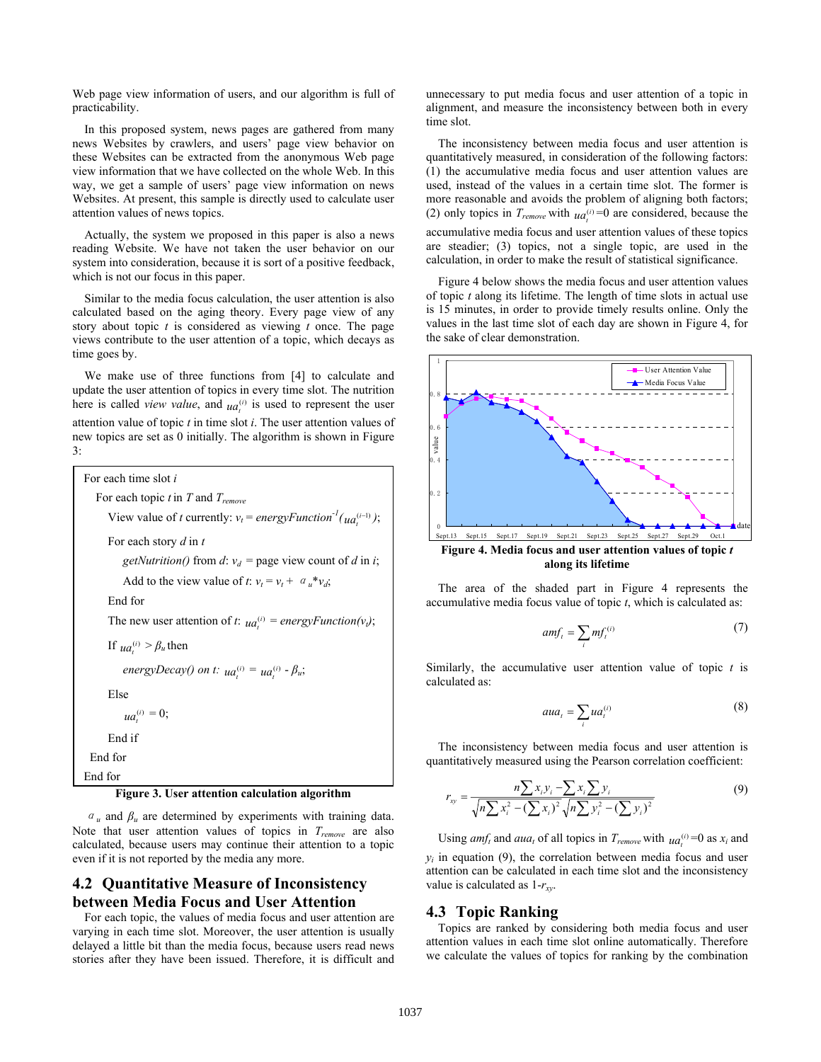Web page view information of users, and our algorithm is full of practicability.

In this proposed system, news pages are gathered from many news Websites by crawlers, and users' page view behavior on these Websites can be extracted from the anonymous Web page view information that we have collected on the whole Web. In this way, we get a sample of users' page view information on news Websites. At present, this sample is directly used to calculate user attention values of news topics.

Actually, the system we proposed in this paper is also a news reading Website. We have not taken the user behavior on our system into consideration, because it is sort of a positive feedback, which is not our focus in this paper.

Similar to the media focus calculation, the user attention is also calculated based on the aging theory. Every page view of any story about topic *t* is considered as viewing *t* once. The page views contribute to the user attention of a topic, which decays as time goes by.

We make use of three functions from [4] to calculate and update the user attention of topics in every time slot. The nutrition here is called *view value*, and $ua_t^{(i)}$ is used to represent the user attention value of topic *t* in time slot *i*. The user attention values of new topics are set as 0 initially. The algorithm is shown in Figure 3:

```
For each time slot i
   For each topic t in T and T_remove
      View value of t currently: v_t = energyFunction^-1(ua_t^(i-1));
      For each story d in t
         getNutrition() from d: v_d = page view count of d in i;
         Add to the view value of t: v_t = v_t + α_u*v_d;
      End for
      The new user attention of t: ua_t^(i) = energyFunction(v_t);
      If ua_t^(i) > β_u then
         energyDecay() on t: ua_t^(i) = ua_t^(i) - β_u;
      Else
         ua_t^(i) = 0;
      End if
   End for
End for
```

**Figure 3. User attention calculation algorithm**

$\alpha_u$ and $\beta_u$ are determined by experiments with training data. Note that user attention values of topics in $T_{remove}$ are also calculated, because users may continue their attention to a topic even if it is not reported by the media any more.

## 4.2 Quantitative Measure of Inconsistency between Media Focus and User Attention

For each topic, the values of media focus and user attention are varying in each time slot. Moreover, the user attention is usually delayed a little bit than the media focus, because users read news stories after they have been issued. Therefore, it is difficult and unnecessary to put media focus and user attention of a topic in alignment, and measure the inconsistency between both in every time slot.

The inconsistency between media focus and user attention is quantitatively measured, in consideration of the following factors: (1) the accumulative media focus and user attention values are used, instead of the values in a certain time slot. The former is more reasonable and avoids the problem of aligning both factors; (2) only topics in $T_{remove}$ with $ua_t^{(i)}=0$ are considered, because the accumulative media focus and user attention values of these topics are steadier; (3) topics, not a single topic, are used in the calculation, in order to make the result of statistical significance.

Figure 4 below shows the media focus and user attention values of topic *t* along its lifetime. The length of time slots in actual use is 15 minutes, in order to provide timely results online. Only the values in the last time slot of each day are shown in Figure 4, for the sake of clear demonstration.

**Figure 4. Media focus and user attention values of topic *t* along its lifetime**

The area of the shaded part in Figure 4 represents the accumulative media focus value of topic *t*, which is calculated as:

$$amf_t = \sum_i mf_t^{(i)} \tag{7}$$

Similarly, the accumulative user attention value of topic *t* is calculated as:

$$aua_t = \sum_i ua_t^{(i)} \tag{8}$$

The inconsistency between media focus and user attention is quantitatively measured using the Pearson correlation coefficient:

$$r_{xy} = \frac{n\sum x_i y_i - \sum x_i \sum y_i}{\sqrt{n\sum x_i^2 - (\sum x_i)^2}\sqrt{n\sum y_i^2 - (\sum y_i)^2}} \tag{9}$$

Using $amf_t$ and $aua_t$ of all topics in $T_{remove}$ with $ua_t^{(i)}=0$ as $x_i$ and $y_i$ in equation (9), the correlation between media focus and user attention can be calculated in each time slot and the inconsistency value is calculated as $1-r_{xy}$.

## 4.3 Topic Ranking

Topics are ranked by considering both media focus and user attention values in each time slot online automatically. Therefore we calculate the values of topics for ranking by the combination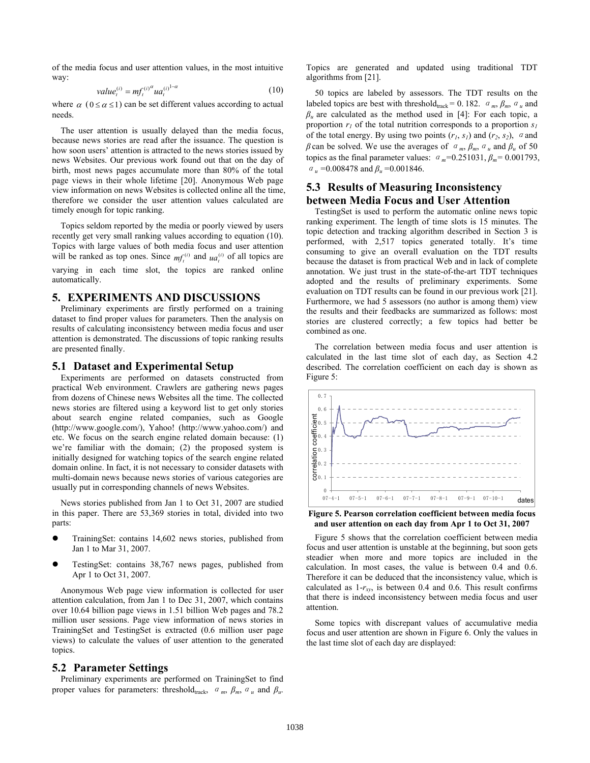of the media focus and user attention values, in the most intuitive way:

$$value_t^{(i)} = mf_t^{(i)\alpha} ua_t^{(i)1-\alpha} \tag{10}$$

where $\alpha$ ($0 \le \alpha \le 1$) can be set different values according to actual needs.

The user attention is usually delayed than the media focus, because news stories are read after the issuance. The question is how soon users' attention is attracted to the news stories issued by news Websites. Our previous work found out that on the day of birth, most news pages accumulate more than 80% of the total page views in their whole lifetime [20]. Anonymous Web page view information on news Websites is collected online all the time, therefore we consider the user attention values calculated are timely enough for topic ranking.

Topics seldom reported by the media or poorly viewed by users recently get very small ranking values according to equation (10). Topics with large values of both media focus and user attention will be ranked as top ones. Since $mf_t^{(i)}$ and $ua_t^{(i)}$ of all topics are varying in each time slot, the topics are ranked online automatically.

# 5. EXPERIMENTS AND DISCUSSIONS

Preliminary experiments are firstly performed on a training dataset to find proper values for parameters. Then the analysis on results of calculating inconsistency between media focus and user attention is demonstrated. The discussions of topic ranking results are presented finally.

## 5.1 Dataset and Experimental Setup

Experiments are performed on datasets constructed from practical Web environment. Crawlers are gathering news pages from dozens of Chinese news Websites all the time. The collected news stories are filtered using a keyword list to get only stories about search engine related companies, such as Google (http://www.google.com/), Yahoo! (http://www.yahoo.com/) and etc. We focus on the search engine related domain because: (1) we're familiar with the domain; (2) the proposed system is initially designed for watching topics of the search engine related domain online. In fact, it is not necessary to consider datasets with multi-domain news because news stories of various categories are usually put in corresponding channels of news Websites.

News stories published from Jan 1 to Oct 31, 2007 are studied in this paper. There are 53,369 stories in total, divided into two parts:

- TrainingSet: contains 14,602 news stories, published from Jan 1 to Mar 31, 2007.
- TestingSet: contains 38,767 news pages, published from Apr 1 to Oct 31, 2007.

Anonymous Web page view information is collected for user attention calculation, from Jan 1 to Dec 31, 2007, which contains over 10.64 billion page views in 1.51 billion Web pages and 78.2 million user sessions. Page view information of news stories in TrainingSet and TestingSet is extracted (0.6 million user page views) to calculate the values of user attention to the generated topics.

## 5.2 Parameter Settings

Preliminary experiments are performed on TrainingSet to find proper values for parameters: threshold$_{track}$, $\alpha_m$, $\beta_m$, $\alpha_u$ and $\beta_u$. Topics are generated and updated using traditional TDT algorithms from [21].

50 topics are labeled by assessors. The TDT results on the labeled topics are best with threshold$_{track}$ = 0. 182. $\alpha_m$, $\beta_m$, $\alpha_u$ and $\beta_u$ are calculated as the method used in [4]: For each topic, a proportion $r_1$ of the total nutrition corresponds to a proportion $s_1$ of the total energy. By using two points ($r_1$, $s_1$) and ($r_2$, $s_2$), $\alpha$ and $\beta$ can be solved. We use the averages of $\alpha_m$, $\beta_m$, $\alpha_u$ and $\beta_u$ of 50 topics as the final parameter values: $\alpha_m$=0.251031, $\beta_m$= 0.001793, $\alpha_u$ =0.008478 and $\beta_u$ =0.001846.

## 5.3 Results of Measuring Inconsistency between Media Focus and User Attention

TestingSet is used to perform the automatic online news topic ranking experiment. The length of time slots is 15 minutes. The topic detection and tracking algorithm described in Section 3 is performed, with 2,517 topics generated totally. It's time consuming to give an overall evaluation on the TDT results because the dataset is from practical Web and in lack of complete annotation. We just trust in the state-of-the-art TDT techniques adopted and the results of preliminary experiments. Some evaluation on TDT results can be found in our previous work [21]. Furthermore, we had 5 assessors (no author is among them) view the results and their feedbacks are summarized as follows: most stories are clustered correctly; a few topics had better be combined as one.

The correlation between media focus and user attention is calculated in the last time slot of each day, as Section 4.2 described. The correlation coefficient on each day is shown as Figure 5:

**Figure 5. Pearson correlation coefficient between media focus and user attention on each day from Apr 1 to Oct 31, 2007**

Figure 5 shows that the correlation coefficient between media focus and user attention is unstable at the beginning, but soon gets steadier when more and more topics are included in the calculation. In most cases, the value is between 0.4 and 0.6. Therefore it can be deduced that the inconsistency value, which is calculated as 1-$r_{xy}$, is between 0.4 and 0.6. This result confirms that there is indeed inconsistency between media focus and user attention.

Some topics with discrepant values of accumulative media focus and user attention are shown in Figure 6. Only the values in the last time slot of each day are displayed: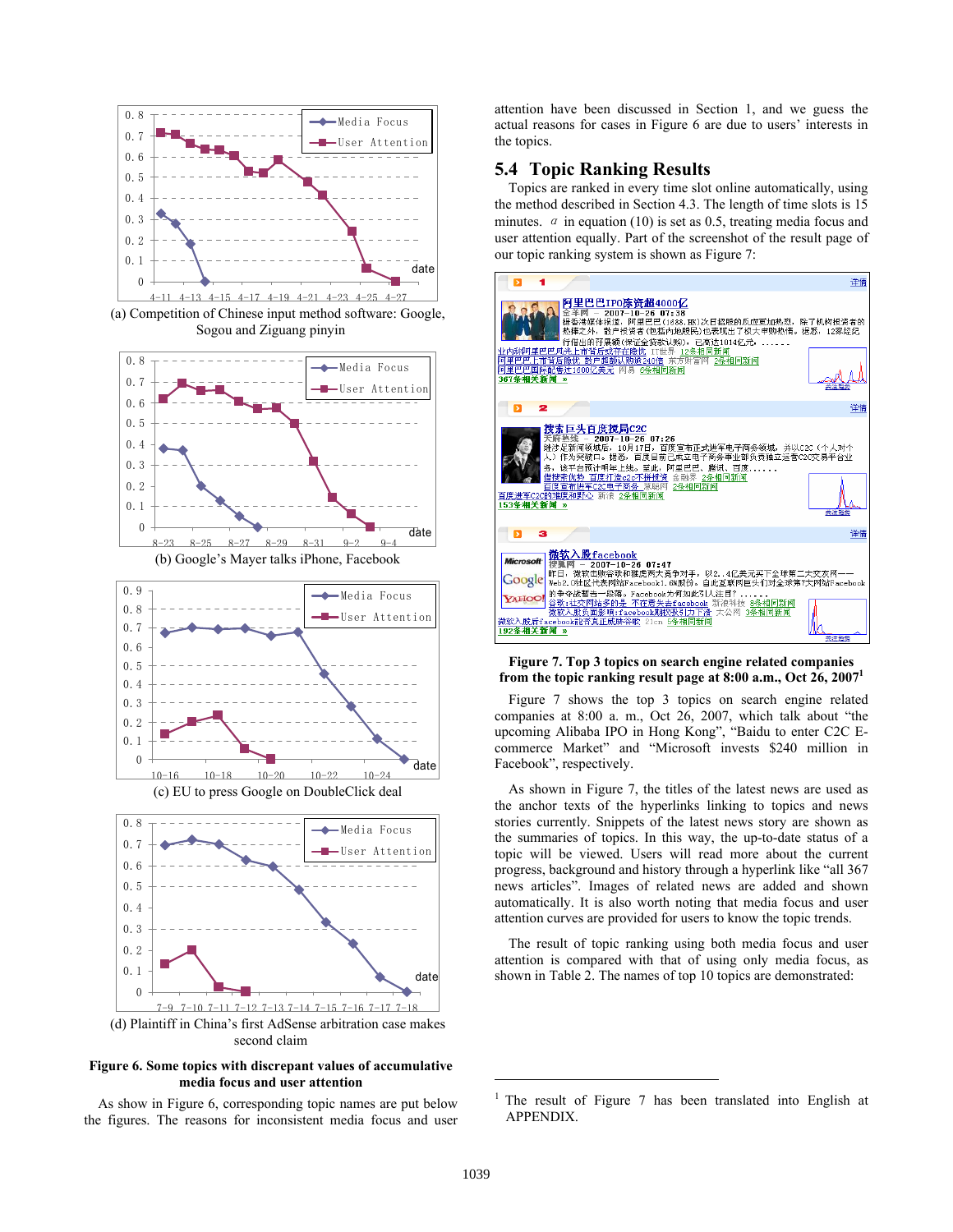(a) Competition of Chinese input method software: Google, Sogou and Ziguang pinyin

(b) Google's Mayer talks iPhone, Facebook

(c) EU to press Google on DoubleClick deal

(d) Plaintiff in China's first AdSense arbitration case makes second claim

**Figure 6. Some topics with discrepant values of accumulative media focus and user attention**

As show in Figure 6, corresponding topic names are put below the figures. The reasons for inconsistent media focus and user attention have been discussed in Section 1, and we guess the actual reasons for cases in Figure 6 are due to users' interests in the topics.

## 5.4 Topic Ranking Results

Topics are ranked in every time slot online automatically, using the method described in Section 4.3. The length of time slots is 15 minutes. $\alpha$ in equation (10) is set as 0.5, treating media focus and user attention equally. Part of the screenshot of the result page of our topic ranking system is shown as Figure 7:

**Figure 7. Top 3 topics on search engine related companies from the topic ranking result page at 8:00 a.m., Oct 26, 2007**[1]

Figure 7 shows the top 3 topics on search engine related companies at 8:00 a. m., Oct 26, 2007, which talk about "the upcoming Alibaba IPO in Hong Kong", "Baidu to enter C2C E-commerce Market" and "Microsoft invests $240 million in Facebook", respectively.

As shown in Figure 7, the titles of the latest news are used as the anchor texts of the hyperlinks linking to topics and news stories currently. Snippets of the latest news story are shown as the summaries of topics. In this way, the up-to-date status of a topic will be viewed. Users will read more about the current progress, background and history through a hyperlink like "all 367 news articles". Images of related news are added and shown automatically. It is also worth noting that media focus and user attention curves are provided for users to know the topic trends.

The result of topic ranking using both media focus and user attention is compared with that of using only media focus, as shown in Table 2. The names of top 10 topics are demonstrated:

[1] The result of Figure 7 has been translated into English at APPENDIX.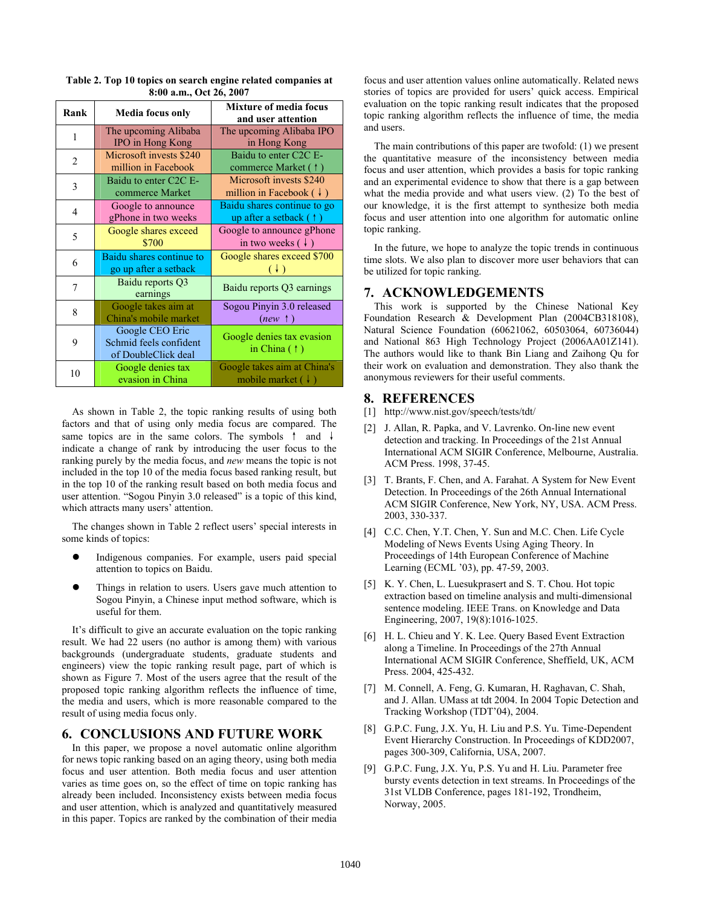**Table 2. Top 10 topics on search engine related companies at 8:00 a.m., Oct 26, 2007**

| Rank | Media focus only | Mixture of media focus and user attention |
|---|---|---|
| 1 | The upcoming Alibaba IPO in Hong Kong | The upcoming Alibaba IPO in Hong Kong |
| 2 | Microsoft invests $240 million in Facebook | Baidu to enter C2C E-commerce Market (↑) |
| 3 | Baidu to enter C2C E-commerce Market | Microsoft invests $240 million in Facebook (↓) |
| 4 | Google to announce gPhone in two weeks | Baidu shares continue to go up after a setback (↑) |
| 5 | Google shares exceed $700 | Google to announce gPhone in two weeks (↓) |
| 6 | Baidu shares continue to go up after a setback | Google shares exceed $700 (↓) |
| 7 | Baidu reports Q3 earnings | Baidu reports Q3 earnings |
| 8 | Google takes aim at China's mobile market | Sogou Pinyin 3.0 released (*new* ↑) |
| 9 | Google CEO Eric Schmid feels confident of DoubleClick deal | Google denies tax evasion in China (↑) |
| 10 | Google denies tax evasion in China | Google takes aim at China's mobile market (↓) |

As shown in Table 2, the topic ranking results of using both factors and that of using only media focus are compared. The same topics are in the same colors. The symbols ↑ and ↓ indicate a change of rank by introducing the user focus to the ranking purely by the media focus, and *new* means the topic is not included in the top 10 of the media focus based ranking result, but in the top 10 of the ranking result based on both media focus and user attention. "Sogou Pinyin 3.0 released" is a topic of this kind, which attracts many users' attention.

The changes shown in Table 2 reflect users' special interests in some kinds of topics:

- Indigenous companies. For example, users paid special attention to topics on Baidu.
- Things in relation to users. Users gave much attention to Sogou Pinyin, a Chinese input method software, which is useful for them.

It's difficult to give an accurate evaluation on the topic ranking result. We had 22 users (no author is among them) with various backgrounds (undergraduate students, graduate students and engineers) view the topic ranking result page, part of which is shown as Figure 7. Most of the users agree that the result of the proposed topic ranking algorithm reflects the influence of time, the media and users, which is more reasonable compared to the result of using media focus only.

## 6. CONCLUSIONS AND FUTURE WORK

In this paper, we propose a novel automatic online algorithm for news topic ranking based on an aging theory, using both media focus and user attention. Both media focus and user attention varies as time goes on, so the effect of time on topic ranking has already been included. Inconsistency exists between media focus and user attention, which is analyzed and quantitatively measured in this paper. Topics are ranked by the combination of their media focus and user attention values online automatically. Related news stories of topics are provided for users' quick access. Empirical evaluation on the topic ranking result indicates that the proposed topic ranking algorithm reflects the influence of time, the media and users.

The main contributions of this paper are twofold: (1) we present the quantitative measure of the inconsistency between media focus and user attention, which provides a basis for topic ranking and an experimental evidence to show that there is a gap between what the media provide and what users view. (2) To the best of our knowledge, it is the first attempt to synthesize both media focus and user attention into one algorithm for automatic online topic ranking.

In the future, we hope to analyze the topic trends in continuous time slots. We also plan to discover more user behaviors that can be utilized for topic ranking.

## 7. ACKNOWLEDGEMENTS

This work is supported by the Chinese National Key Foundation Research & Development Plan (2004CB318108), Natural Science Foundation (60621062, 60503064, 60736044) and National 863 High Technology Project (2006AA01Z141). The authors would like to thank Bin Liang and Zaihong Qu for their work on evaluation and demonstration. They also thank the anonymous reviewers for their useful comments.

## 8. REFERENCES

[1] http://www.nist.gov/speech/tests/tdt/

[2] J. Allan, R. Papka, and V. Lavrenko. On-line new event detection and tracking. In Proceedings of the 21st Annual International ACM SIGIR Conference, Melbourne, Australia. ACM Press. 1998, 37-45.

[3] T. Brants, F. Chen, and A. Farahat. A System for New Event Detection. In Proceedings of the 26th Annual International ACM SIGIR Conference, New York, NY, USA. ACM Press. 2003, 330-337.

[4] C.C. Chen, Y.T. Chen, Y. Sun and M.C. Chen. Life Cycle Modeling of News Events Using Aging Theory. In Proceedings of 14th European Conference of Machine Learning (ECML '03), pp. 47-59, 2003.

[5] K. Y. Chen, L. Luesukprasert and S. T. Chou. Hot topic extraction based on timeline analysis and multi-dimensional sentence modeling. IEEE Trans. on Knowledge and Data Engineering, 2007, 19(8):1016-1025.

[6] H. L. Chieu and Y. K. Lee. Query Based Event Extraction along a Timeline. In Proceedings of the 27th Annual International ACM SIGIR Conference, Sheffield, UK, ACM Press. 2004, 425-432.

[7] M. Connell, A. Feng, G. Kumaran, H. Raghavan, C. Shah, and J. Allan. UMass at tdt 2004. In 2004 Topic Detection and Tracking Workshop (TDT'04), 2004.

[8] G.P.C. Fung, J.X. Yu, H. Liu and P.S. Yu. Time-Dependent Event Hierarchy Construction. In Proceedings of KDD2007, pages 300-309, California, USA, 2007.

[9] G.P.C. Fung, J.X. Yu, P.S. Yu and H. Liu. Parameter free bursty events detection in text streams. In Proceedings of the 31st VLDB Conference, pages 181-192, Trondheim, Norway, 2005.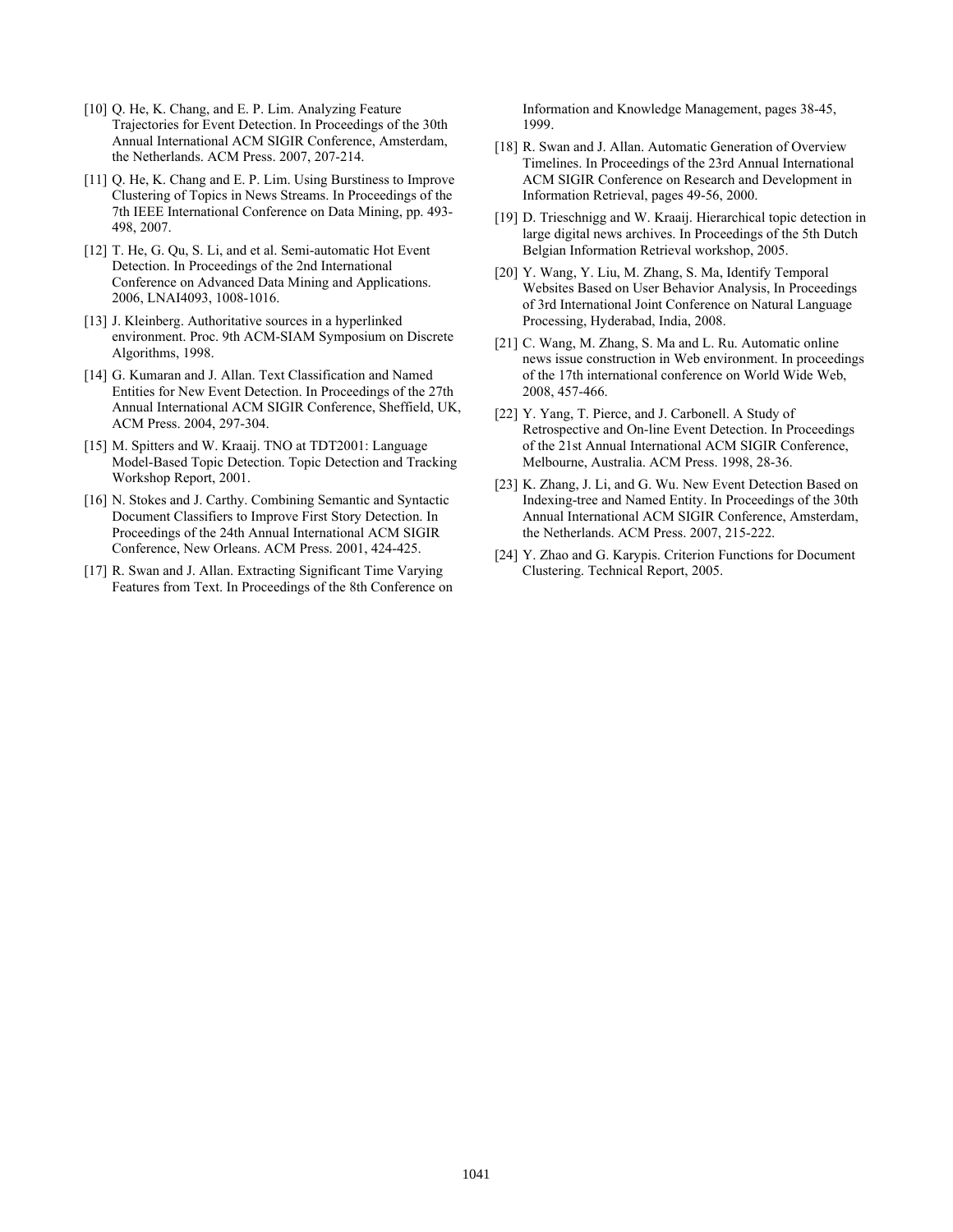[10] Q. He, K. Chang, and E. P. Lim. Analyzing Feature Trajectories for Event Detection. In Proceedings of the 30th Annual International ACM SIGIR Conference, Amsterdam, the Netherlands. ACM Press. 2007, 207-214.

[11] Q. He, K. Chang and E. P. Lim. Using Burstiness to Improve Clustering of Topics in News Streams. In Proceedings of the 7th IEEE International Conference on Data Mining, pp. 493-498, 2007.

[12] T. He, G. Qu, S. Li, and et al. Semi-automatic Hot Event Detection. In Proceedings of the 2nd International Conference on Advanced Data Mining and Applications. 2006, LNAI4093, 1008-1016.

[13] J. Kleinberg. Authoritative sources in a hyperlinked environment. Proc. 9th ACM-SIAM Symposium on Discrete Algorithms, 1998.

[14] G. Kumaran and J. Allan. Text Classification and Named Entities for New Event Detection. In Proceedings of the 27th Annual International ACM SIGIR Conference, Sheffield, UK, ACM Press. 2004, 297-304.

[15] M. Spitters and W. Kraaij. TNO at TDT2001: Language Model-Based Topic Detection. Topic Detection and Tracking Workshop Report, 2001.

[16] N. Stokes and J. Carthy. Combining Semantic and Syntactic Document Classifiers to Improve First Story Detection. In Proceedings of the 24th Annual International ACM SIGIR Conference, New Orleans. ACM Press. 2001, 424-425.

[17] R. Swan and J. Allan. Extracting Significant Time Varying Features from Text. In Proceedings of the 8th Conference on Information and Knowledge Management, pages 38-45, 1999.

[18] R. Swan and J. Allan. Automatic Generation of Overview Timelines. In Proceedings of the 23rd Annual International ACM SIGIR Conference on Research and Development in Information Retrieval, pages 49-56, 2000.

[19] D. Trieschnigg and W. Kraaij. Hierarchical topic detection in large digital news archives. In Proceedings of the 5th Dutch Belgian Information Retrieval workshop, 2005.

[20] Y. Wang, Y. Liu, M. Zhang, S. Ma, Identify Temporal Websites Based on User Behavior Analysis, In Proceedings of 3rd International Joint Conference on Natural Language Processing, Hyderabad, India, 2008.

[21] C. Wang, M. Zhang, S. Ma and L. Ru. Automatic online news issue construction in Web environment. In proceedings of the 17th international conference on World Wide Web, 2008, 457-466.

[22] Y. Yang, T. Pierce, and J. Carbonell. A Study of Retrospective and On-line Event Detection. In Proceedings of the 21st Annual International ACM SIGIR Conference, Melbourne, Australia. ACM Press. 1998, 28-36.

[23] K. Zhang, J. Li, and G. Wu. New Event Detection Based on Indexing-tree and Named Entity. In Proceedings of the 30th Annual International ACM SIGIR Conference, Amsterdam, the Netherlands. ACM Press. 2007, 215-222.

[24] Y. Zhao and G. Karypis. Criterion Functions for Document Clustering. Technical Report, 2005.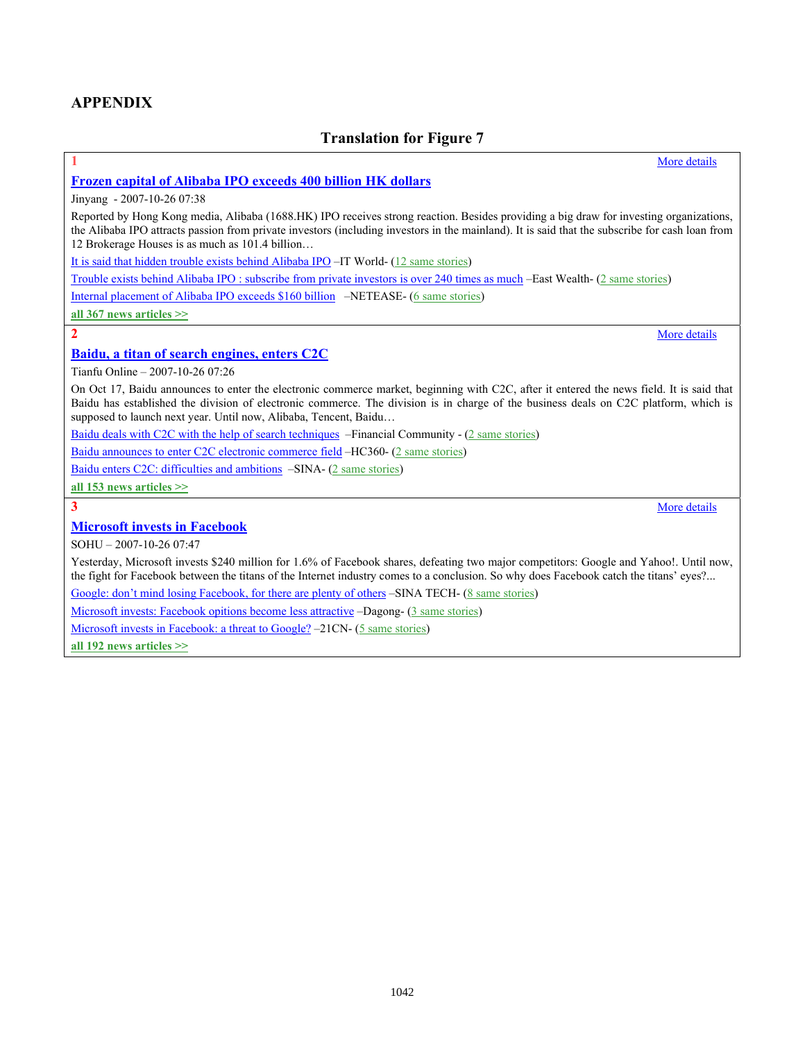## APPENDIX

### Translation for Figure 7

**1** More details

**Frozen capital of Alibaba IPO exceeds 400 billion HK dollars**

Jinyang - 2007-10-26 07:38

Reported by Hong Kong media, Alibaba (1688.HK) IPO receives strong reaction. Besides providing a big draw for investing organizations, the Alibaba IPO attracts passion from private investors (including investors in the mainland). It is said that the subscribe for cash loan from 12 Brokerage Houses is as much as 101.4 billion…

It is said that hidden trouble exists behind Alibaba IPO –IT World- (12 same stories)

Trouble exists behind Alibaba IPO : subscribe from private investors is over 240 times as much –East Wealth- (2 same stories)

Internal placement of Alibaba IPO exceeds $160 billion –NETEASE- (6 same stories)

**all 367 news articles >>**

**2** More details

**Baidu, a titan of search engines, enters C2C**

Tianfu Online – 2007-10-26 07:26

On Oct 17, Baidu announces to enter the electronic commerce market, beginning with C2C, after it entered the news field. It is said that Baidu has established the division of electronic commerce. The division is in charge of the business deals on C2C platform, which is supposed to launch next year. Until now, Alibaba, Tencent, Baidu…

Baidu deals with C2C with the help of search techniques –Financial Community - (2 same stories)

Baidu announces to enter C2C electronic commerce field –HC360- (2 same stories)

Baidu enters C2C: difficulties and ambitions –SINA- (2 same stories)

**all 153 news articles >>**

**3** More details

**Microsoft invests in Facebook**

SOHU – 2007-10-26 07:47

Yesterday, Microsoft invests $240 million for 1.6% of Facebook shares, defeating two major competitors: Google and Yahoo!. Until now, the fight for Facebook between the titans of the Internet industry comes to a conclusion. So why does Facebook catch the titans' eyes?...

Google: don't mind losing Facebook, for there are plenty of others –SINA TECH- (8 same stories)

Microsoft invests: Facebook opitions become less attractive –Dagong- (3 same stories)

Microsoft invests in Facebook: a threat to Google? –21CN- (5 same stories)

**all 192 news articles >>**